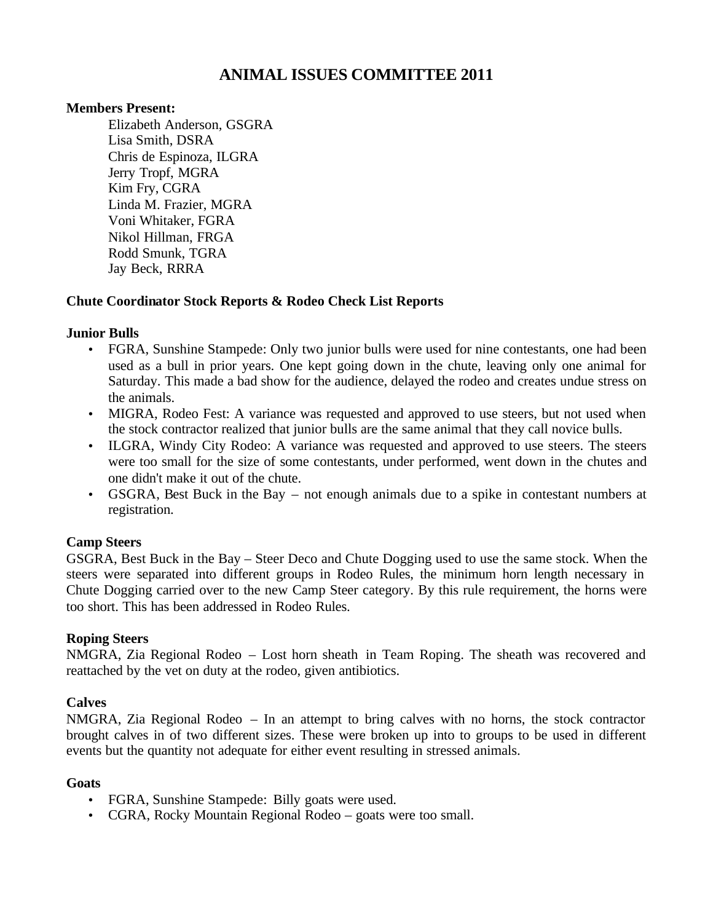# ANIMAL ISSUES COMMITTEE 2011

**Members Present:**

Elizabeth Anderson, GSGRA
Lisa Smith, DSRA
Chris de Espinoza, ILGRA
Jerry Tropf, MGRA
Kim Fry, CGRA
Linda M. Frazier, MGRA
Voni Whitaker, FGRA
Nikol Hillman, FRGA
Rodd Smunk, TGRA
Jay Beck, RRRA

## Chute Coordinator Stock Reports & Rodeo Check List Reports

### Junior Bulls

- FGRA, Sunshine Stampede: Only two junior bulls were used for nine contestants, one had been used as a bull in prior years. One kept going down in the chute, leaving only one animal for Saturday. This made a bad show for the audience, delayed the rodeo and creates undue stress on the animals.
- MIGRA, Rodeo Fest: A variance was requested and approved to use steers, but not used when the stock contractor realized that junior bulls are the same animal that they call novice bulls.
- ILGRA, Windy City Rodeo: A variance was requested and approved to use steers. The steers were too small for the size of some contestants, under performed, went down in the chutes and one didn't make it out of the chute.
- GSGRA, Best Buck in the Bay – not enough animals due to a spike in contestant numbers at registration.

### Camp Steers

GSGRA, Best Buck in the Bay – Steer Deco and Chute Dogging used to use the same stock. When the steers were separated into different groups in Rodeo Rules, the minimum horn length necessary in Chute Dogging carried over to the new Camp Steer category. By this rule requirement, the horns were too short. This has been addressed in Rodeo Rules.

### Roping Steers

NMGRA, Zia Regional Rodeo – Lost horn sheath in Team Roping. The sheath was recovered and reattached by the vet on duty at the rodeo, given antibiotics.

### Calves

NMGRA, Zia Regional Rodeo – In an attempt to bring calves with no horns, the stock contractor brought calves in of two different sizes. These were broken up into to groups to be used in different events but the quantity not adequate for either event resulting in stressed animals.

### Goats

- FGRA, Sunshine Stampede: Billy goats were used.
- CGRA, Rocky Mountain Regional Rodeo – goats were too small.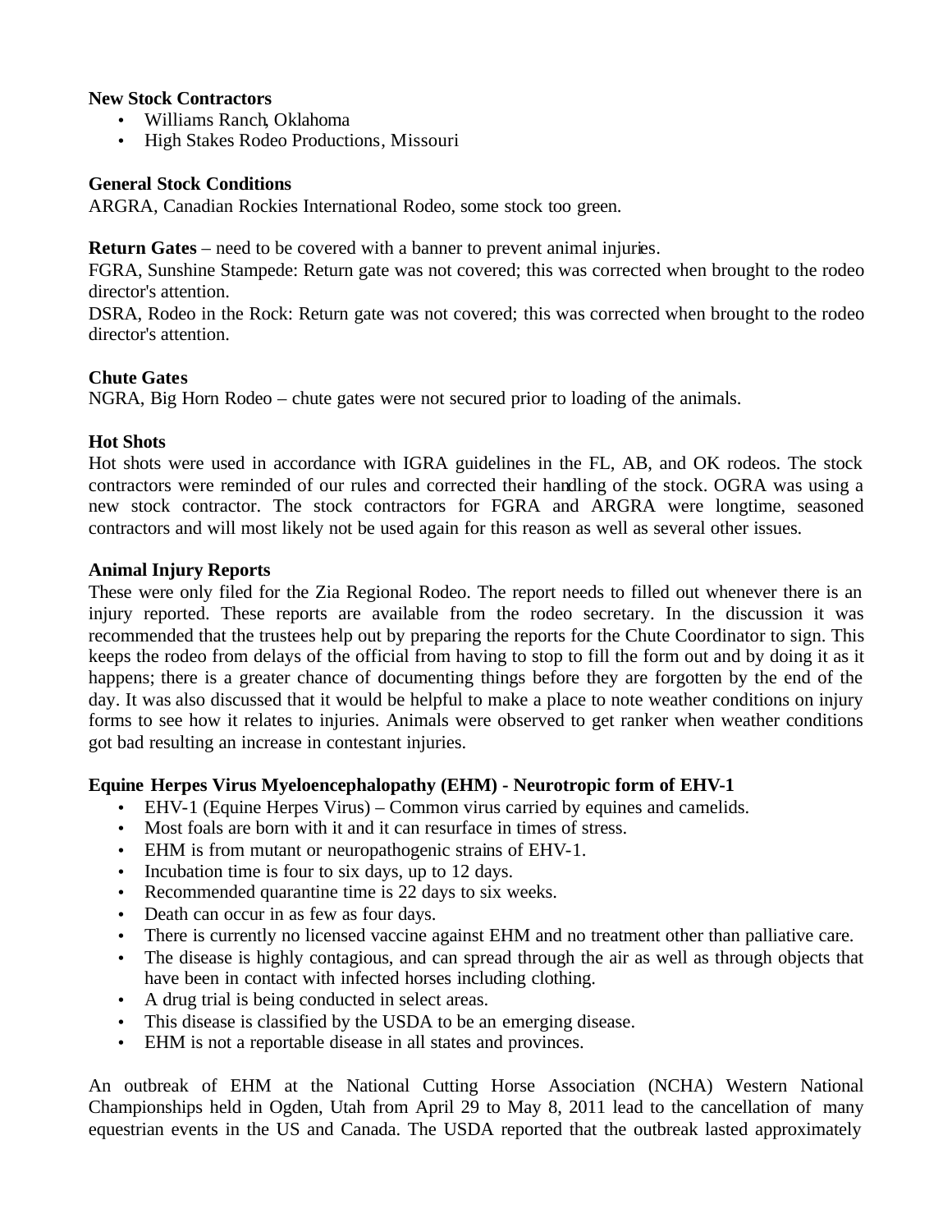**New Stock Contractors**

- Williams Ranch, Oklahoma
- High Stakes Rodeo Productions, Missouri

**General Stock Conditions**

ARGRA, Canadian Rockies International Rodeo, some stock too green.

**Return Gates** – need to be covered with a banner to prevent animal injuries.

FGRA, Sunshine Stampede: Return gate was not covered; this was corrected when brought to the rodeo director's attention.

DSRA, Rodeo in the Rock: Return gate was not covered; this was corrected when brought to the rodeo director's attention.

**Chute Gates**

NGRA, Big Horn Rodeo – chute gates were not secured prior to loading of the animals.

**Hot Shots**

Hot shots were used in accordance with IGRA guidelines in the FL, AB, and OK rodeos. The stock contractors were reminded of our rules and corrected their handling of the stock. OGRA was using a new stock contractor. The stock contractors for FGRA and ARGRA were longtime, seasoned contractors and will most likely not be used again for this reason as well as several other issues.

**Animal Injury Reports**

These were only filed for the Zia Regional Rodeo. The report needs to filled out whenever there is an injury reported. These reports are available from the rodeo secretary. In the discussion it was recommended that the trustees help out by preparing the reports for the Chute Coordinator to sign. This keeps the rodeo from delays of the official from having to stop to fill the form out and by doing it as it happens; there is a greater chance of documenting things before they are forgotten by the end of the day. It was also discussed that it would be helpful to make a place to note weather conditions on injury forms to see how it relates to injuries. Animals were observed to get ranker when weather conditions got bad resulting an increase in contestant injuries.

**Equine Herpes Virus Myeloencephalopathy (EHM) - Neurotropic form of EHV-1**

- EHV-1 (Equine Herpes Virus) – Common virus carried by equines and camelids.
- Most foals are born with it and it can resurface in times of stress.
- EHM is from mutant or neuropathogenic strains of EHV-1.
- Incubation time is four to six days, up to 12 days.
- Recommended quarantine time is 22 days to six weeks.
- Death can occur in as few as four days.
- There is currently no licensed vaccine against EHM and no treatment other than palliative care.
- The disease is highly contagious, and can spread through the air as well as through objects that have been in contact with infected horses including clothing.
- A drug trial is being conducted in select areas.
- This disease is classified by the USDA to be an emerging disease.
- EHM is not a reportable disease in all states and provinces.

An outbreak of EHM at the National Cutting Horse Association (NCHA) Western National Championships held in Ogden, Utah from April 29 to May 8, 2011 lead to the cancellation of many equestrian events in the US and Canada. The USDA reported that the outbreak lasted approximately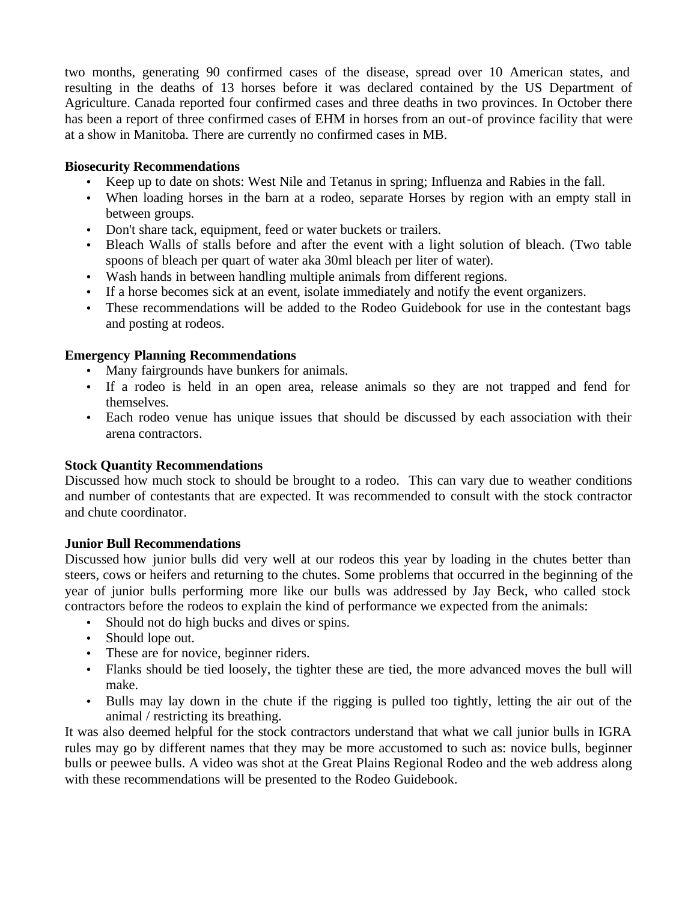two months, generating 90 confirmed cases of the disease, spread over 10 American states, and resulting in the deaths of 13 horses before it was declared contained by the US Department of Agriculture. Canada reported four confirmed cases and three deaths in two provinces. In October there has been a report of three confirmed cases of EHM in horses from an out-of province facility that were at a show in Manitoba. There are currently no confirmed cases in MB.

**Biosecurity Recommendations**

- Keep up to date on shots: West Nile and Tetanus in spring; Influenza and Rabies in the fall.
- When loading horses in the barn at a rodeo, separate Horses by region with an empty stall in between groups.
- Don't share tack, equipment, feed or water buckets or trailers.
- Bleach Walls of stalls before and after the event with a light solution of bleach. (Two table spoons of bleach per quart of water aka 30ml bleach per liter of water).
- Wash hands in between handling multiple animals from different regions.
- If a horse becomes sick at an event, isolate immediately and notify the event organizers.
- These recommendations will be added to the Rodeo Guidebook for use in the contestant bags and posting at rodeos.

**Emergency Planning Recommendations**

- Many fairgrounds have bunkers for animals.
- If a rodeo is held in an open area, release animals so they are not trapped and fend for themselves.
- Each rodeo venue has unique issues that should be discussed by each association with their arena contractors.

**Stock Quantity Recommendations**

Discussed how much stock to should be brought to a rodeo. This can vary due to weather conditions and number of contestants that are expected. It was recommended to consult with the stock contractor and chute coordinator.

**Junior Bull Recommendations**

Discussed how junior bulls did very well at our rodeos this year by loading in the chutes better than steers, cows or heifers and returning to the chutes. Some problems that occurred in the beginning of the year of junior bulls performing more like our bulls was addressed by Jay Beck, who called stock contractors before the rodeos to explain the kind of performance we expected from the animals:

- Should not do high bucks and dives or spins.
- Should lope out.
- These are for novice, beginner riders.
- Flanks should be tied loosely, the tighter these are tied, the more advanced moves the bull will make.
- Bulls may lay down in the chute if the rigging is pulled too tightly, letting the air out of the animal / restricting its breathing.

It was also deemed helpful for the stock contractors understand that what we call junior bulls in IGRA rules may go by different names that they may be more accustomed to such as: novice bulls, beginner bulls or peewee bulls. A video was shot at the Great Plains Regional Rodeo and the web address along with these recommendations will be presented to the Rodeo Guidebook.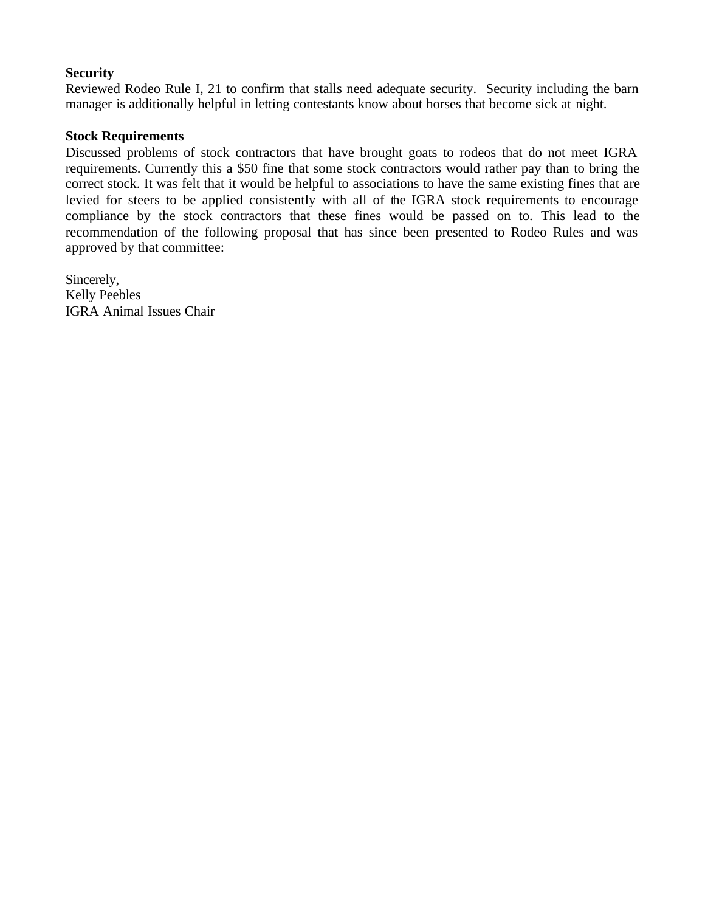**Security**

Reviewed Rodeo Rule I, 21 to confirm that stalls need adequate security. Security including the barn manager is additionally helpful in letting contestants know about horses that become sick at night.

**Stock Requirements**

Discussed problems of stock contractors that have brought goats to rodeos that do not meet IGRA requirements. Currently this a $50 fine that some stock contractors would rather pay than to bring the correct stock. It was felt that it would be helpful to associations to have the same existing fines that are levied for steers to be applied consistently with all of the IGRA stock requirements to encourage compliance by the stock contractors that these fines would be passed on to. This lead to the recommendation of the following proposal that has since been presented to Rodeo Rules and was approved by that committee:

Sincerely,
Kelly Peebles
IGRA Animal Issues Chair